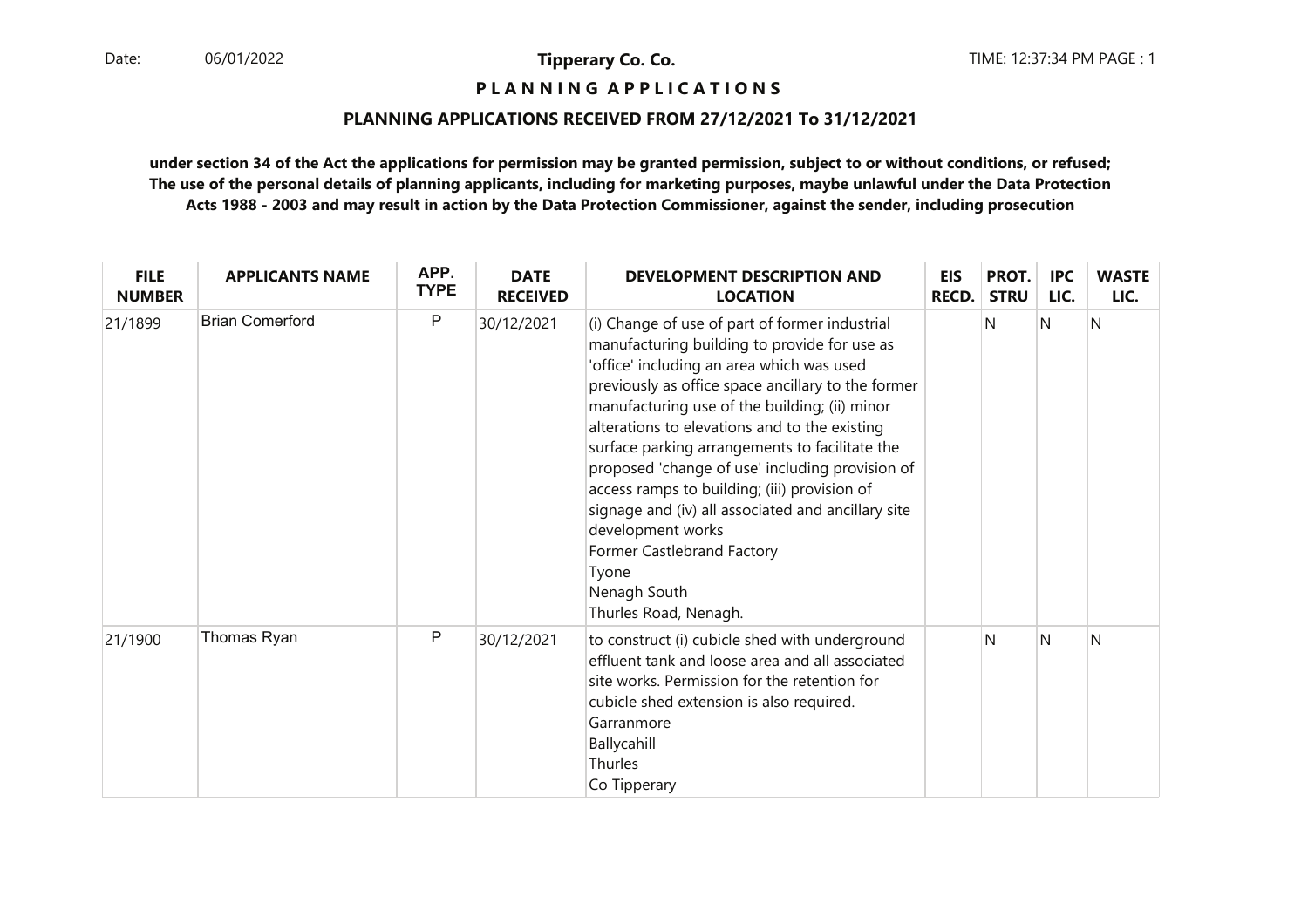**Tipperary Co. Co.**

**P L A N N I N G   A P P L I C A T I O N S**

**PLANNING APPLICATIONS RECEIVED FROM 27/12/2021 To 31/12/2021**

**under section 34 of the Act the applications for permission may be granted permission, subject to or without conditions, or refused; The use of the personal details of planning applicants, including for marketing purposes, maybe unlawful under the Data Protection Acts 1988 - 2003 and may result in action by the Data Protection Commissioner, against the sender, including prosecution**

| FILE NUMBER | APPLICANTS NAME | APP. TYPE | DATE RECEIVED | DEVELOPMENT DESCRIPTION AND LOCATION | EIS RECD. | PROT. STRU | IPC LIC. | WASTE LIC. |
|---|---|---|---|---|---|---|---|---|
| 21/1899 | Brian Comerford | P | 30/12/2021 | (i) Change of use of part of former industrial manufacturing building to provide for use as 'office' including an area which was used previously as office space ancillary to the former manufacturing use of the building; (ii) minor alterations to elevations and to the existing surface parking arrangements to facilitate the proposed 'change of use' including provision of access ramps to building; (iii) provision of signage and (iv) all associated and ancillary site development works<br>Former Castlebrand Factory<br>Tyone<br>Nenagh South<br>Thurles Road, Nenagh. | | N | N | N |
| 21/1900 | Thomas Ryan | P | 30/12/2021 | to construct (i) cubicle shed with underground effluent tank and loose area and all associated site works. Permission for the retention for cubicle shed extension is also required.<br>Garranmore<br>Ballycahill<br>Thurles<br>Co Tipperary | | N | N | N |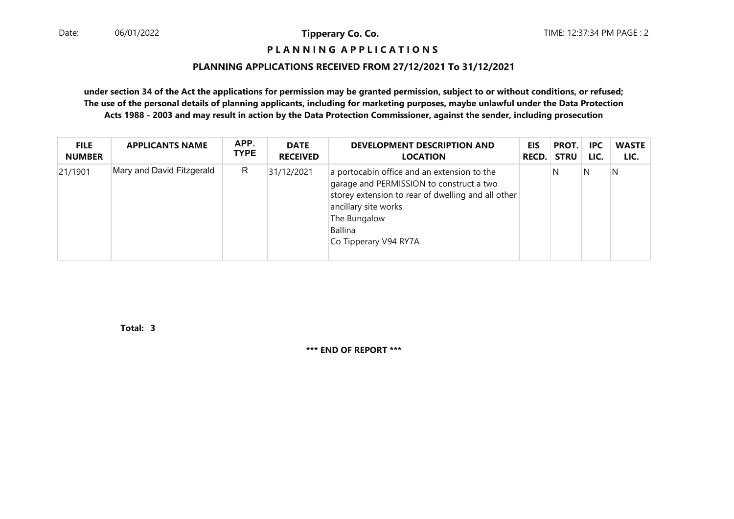**Tipperary Co. Co.**

**P L A N N I N G   A P P L I C A T I O N S**

**PLANNING APPLICATIONS RECEIVED FROM 27/12/2021 To 31/12/2021**

**under section 34 of the Act the applications for permission may be granted permission, subject to or without conditions, or refused; The use of the personal details of planning applicants, including for marketing purposes, maybe unlawful under the Data Protection Acts 1988 - 2003 and may result in action by the Data Protection Commissioner, against the sender, including prosecution**

| FILE NUMBER | APPLICANTS NAME | APP. TYPE | DATE RECEIVED | DEVELOPMENT DESCRIPTION AND LOCATION | EIS RECD. | PROT. STRU | IPC LIC. | WASTE LIC. |
|---|---|---|---|---|---|---|---|---|
| 21/1901 | Mary and David Fitzgerald | R | 31/12/2021 | a portocabin office and an extension to the garage and PERMISSION to construct a two storey extension to rear of dwelling and all other ancillary site works<br>The Bungalow<br>Ballina<br>Co Tipperary V94 RY7A | | N | N | N |

**Total: 3**

**\*\*\* END OF REPORT \*\*\***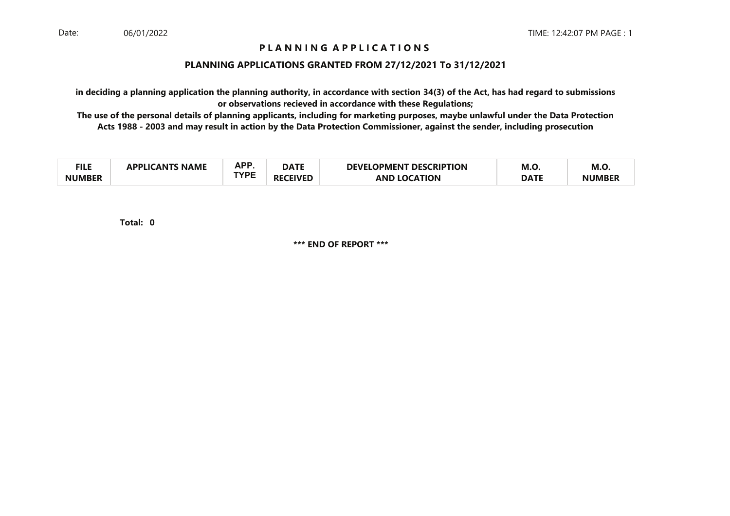# P L A N N I N G A P P L I C A T I O N S

## PLANNING APPLICATIONS GRANTED FROM 27/12/2021 To 31/12/2021

**in deciding a planning application the planning authority, in accordance with section 34(3) of the Act, has had regard to submissions or observations recieved in accordance with these Regulations;**

**The use of the personal details of planning applicants, including for marketing purposes, maybe unlawful under the Data Protection Acts 1988 - 2003 and may result in action by the Data Protection Commissioner, against the sender, including prosecution**

| FILE NUMBER | APPLICANTS NAME | APP. TYPE | DATE RECEIVED | DEVELOPMENT DESCRIPTION AND LOCATION | M.O. DATE | M.O. NUMBER |
|---|---|---|---|---|---|---|

**Total: 0**

**\*\*\* END OF REPORT \*\*\***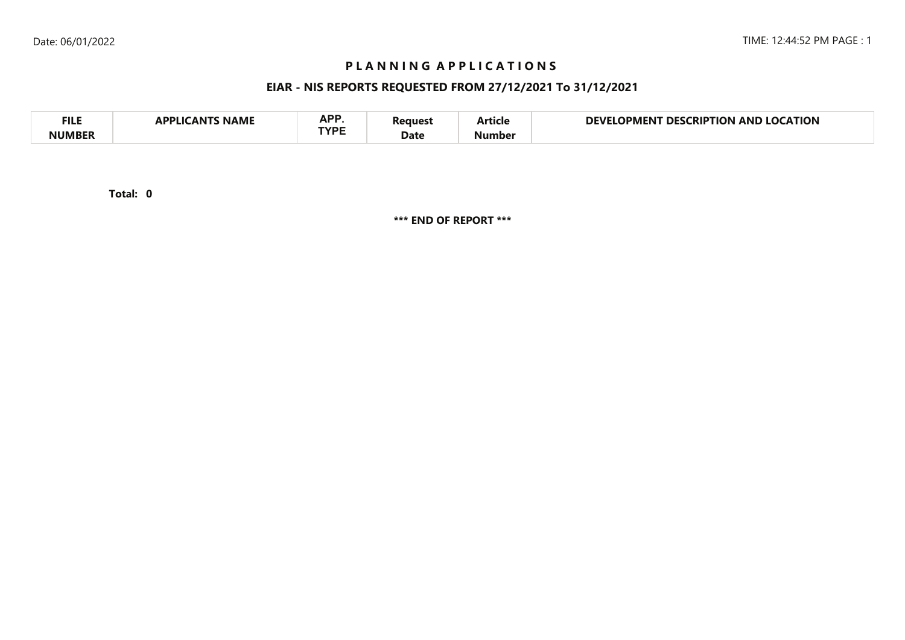# P L A N N I N G   A P P L I C A T I O N S

## EIAR - NIS REPORTS REQUESTED FROM 27/12/2021 To 31/12/2021

| FILE NUMBER | APPLICANTS NAME | APP. TYPE | Request Date | Article Number | DEVELOPMENT DESCRIPTION AND LOCATION |
|---|---|---|---|---|---|

**Total: 0**

**\*\*\* END OF REPORT \*\*\***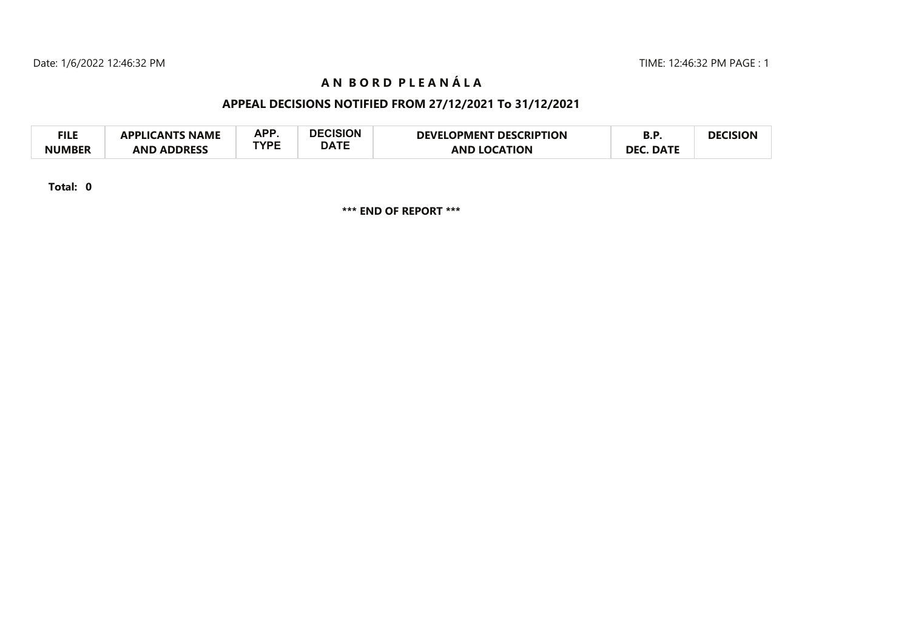# A N B O R D P L E A N Á L A

## APPEAL DECISIONS NOTIFIED FROM 27/12/2021 To 31/12/2021

| FILE NUMBER | APPLICANTS NAME AND ADDRESS | APP. TYPE | DECISION DATE | DEVELOPMENT DESCRIPTION AND LOCATION | B.P. DEC. DATE | DECISION |
|---|---|---|---|---|---|---|

**Total: 0**

**\*\*\* END OF REPORT \*\*\***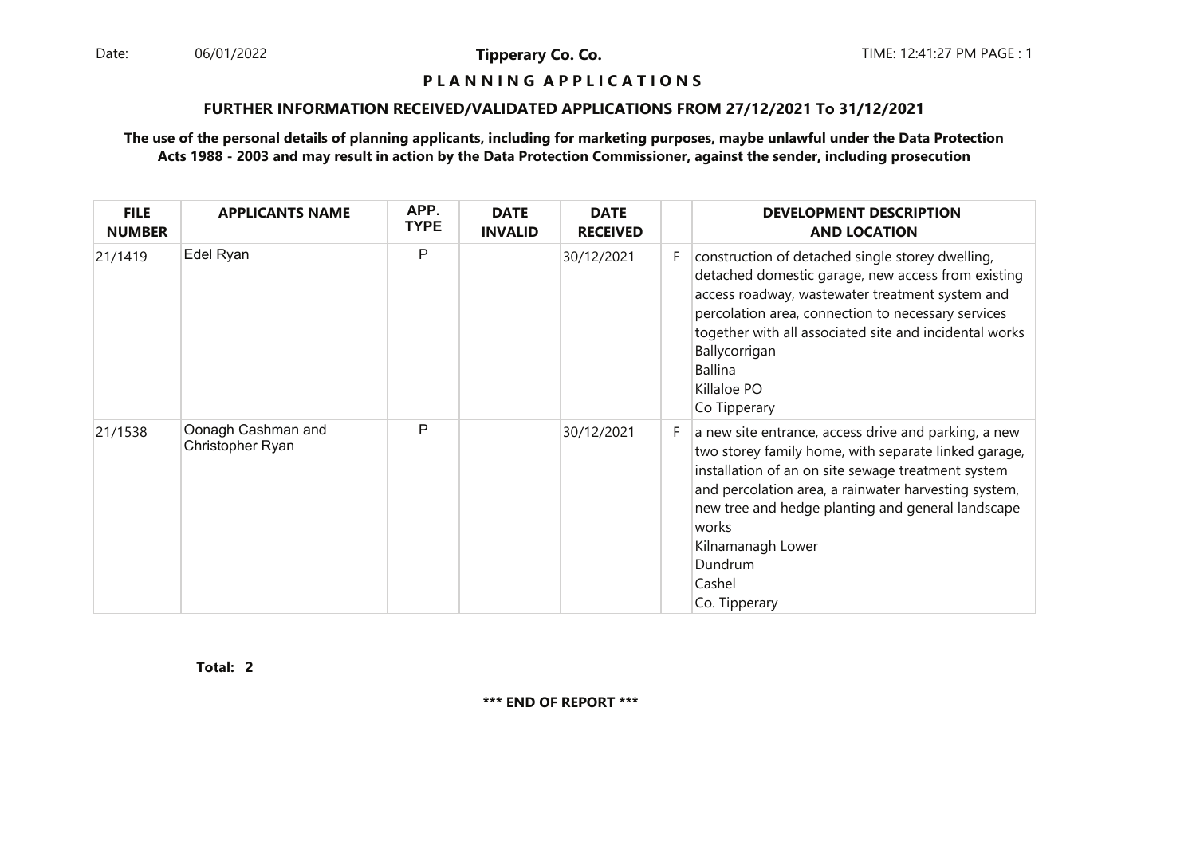Date: 06/01/2022 **Tipperary Co. Co.** TIME: 12:41:27 PM PAGE : 1

## P L A N N I N G   A P P L I C A T I O N S

### FURTHER INFORMATION RECEIVED/VALIDATED APPLICATIONS FROM 27/12/2021 To 31/12/2021

**The use of the personal details of planning applicants, including for marketing purposes, maybe unlawful under the Data Protection Acts 1988 - 2003 and may result in action by the Data Protection Commissioner, against the sender, including prosecution**

| FILE NUMBER | APPLICANTS NAME | APP. TYPE | DATE INVALID | DATE RECEIVED | | DEVELOPMENT DESCRIPTION AND LOCATION |
|---|---|---|---|---|---|---|
| 21/1419 | Edel Ryan | P | | 30/12/2021 | F | construction of detached single storey dwelling, detached domestic garage, new access from existing access roadway, wastewater treatment system and percolation area, connection to necessary services together with all associated site and incidental works Ballycorrigan Ballina Killaloe PO Co Tipperary |
| 21/1538 | Oonagh Cashman and Christopher Ryan | P | | 30/12/2021 | F | a new site entrance, access drive and parking, a new two storey family home, with separate linked garage, installation of an on site sewage treatment system and percolation area, a rainwater harvesting system, new tree and hedge planting and general landscape works Kilnamanagh Lower Dundrum Cashel Co. Tipperary |

**Total: 2**

**\*\*\* END OF REPORT \*\*\***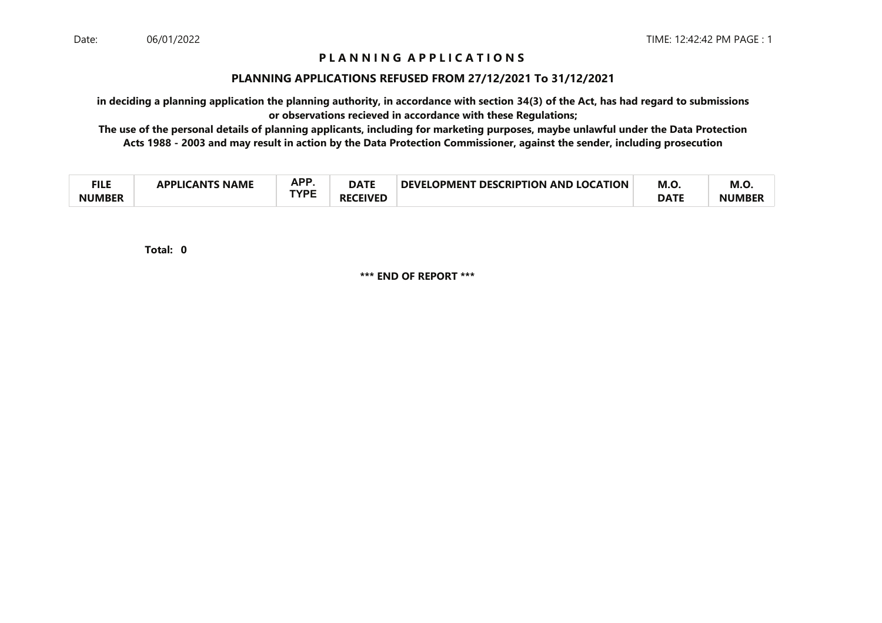Date: 06/01/2022 TIME: 12:42:42 PM PAGE : 1

# P L A N N I N G A P P L I C A T I O N S

## PLANNING APPLICATIONS REFUSED FROM 27/12/2021 To 31/12/2021

**in deciding a planning application the planning authority, in accordance with section 34(3) of the Act, has had regard to submissions or observations recieved in accordance with these Regulations;**

**The use of the personal details of planning applicants, including for marketing purposes, maybe unlawful under the Data Protection Acts 1988 - 2003 and may result in action by the Data Protection Commissioner, against the sender, including prosecution**

| FILE NUMBER | APPLICANTS NAME | APP. TYPE | DATE RECEIVED | DEVELOPMENT DESCRIPTION AND LOCATION | M.O. DATE | M.O. NUMBER |
|---|---|---|---|---|---|---|

**Total: 0**

**\*\*\* END OF REPORT \*\*\***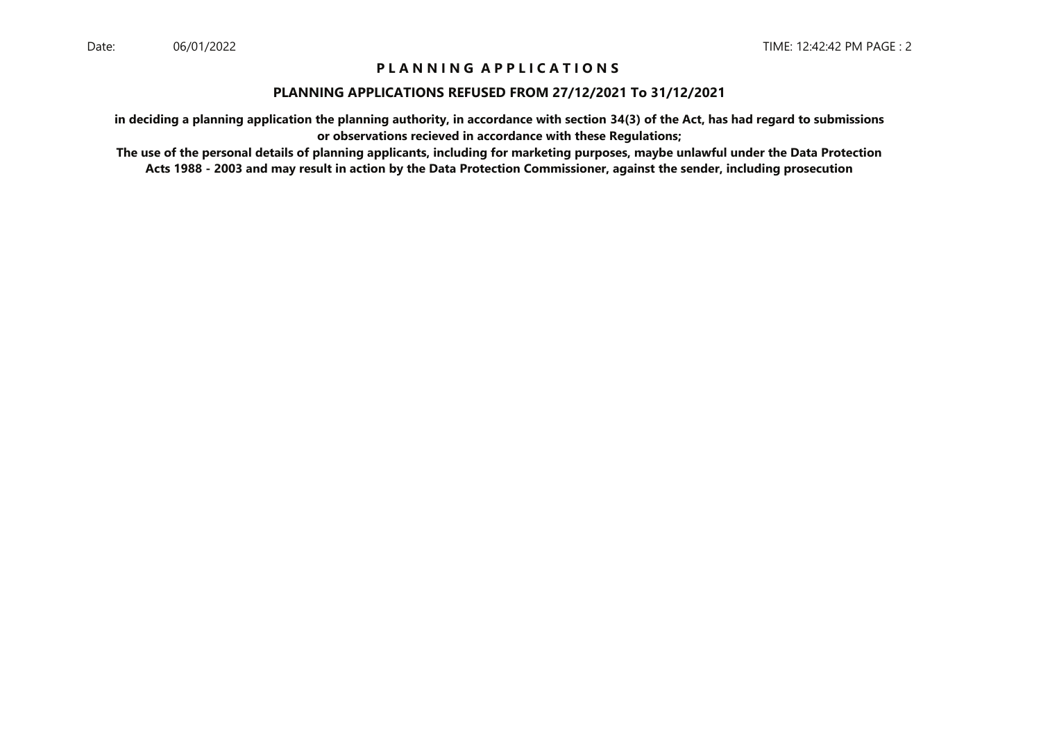# P L A N N I N G A P P L I C A T I O N S

## PLANNING APPLICATIONS REFUSED FROM 27/12/2021 To 31/12/2021

**in deciding a planning application the planning authority, in accordance with section 34(3) of the Act, has had regard to submissions or observations recieved in accordance with these Regulations;**

**The use of the personal details of planning applicants, including for marketing purposes, maybe unlawful under the Data Protection Acts 1988 - 2003 and may result in action by the Data Protection Commissioner, against the sender, including prosecution**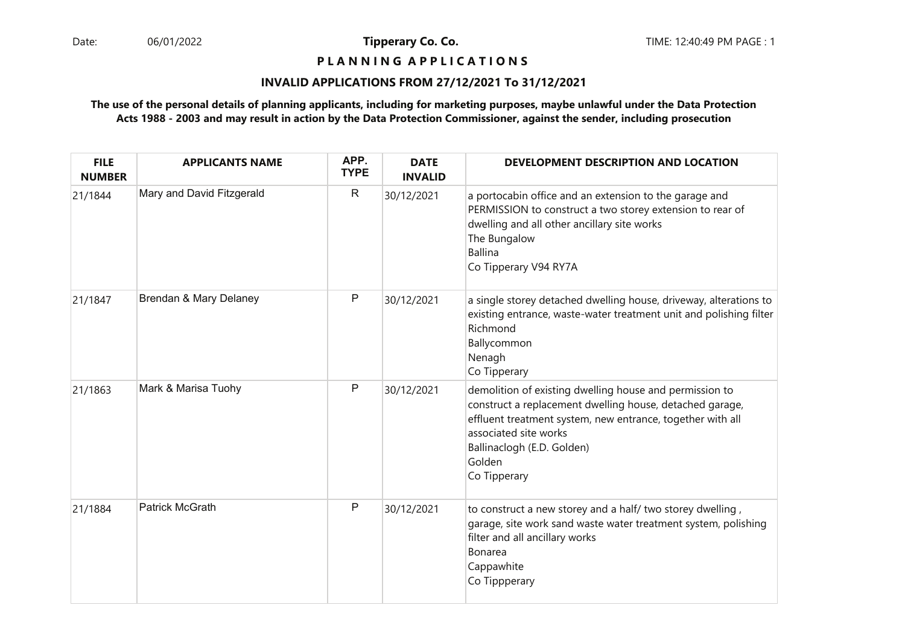Date: 06/01/2022 **Tipperary Co. Co.** TIME: 12:40:49 PM PAGE : 1

**P L A N N I N G A P P L I C A T I O N S**

**INVALID APPLICATIONS FROM 27/12/2021 To 31/12/2021**

**The use of the personal details of planning applicants, including for marketing purposes, maybe unlawful under the Data Protection Acts 1988 - 2003 and may result in action by the Data Protection Commissioner, against the sender, including prosecution**

| FILE NUMBER | APPLICANTS NAME | APP. TYPE | DATE INVALID | DEVELOPMENT DESCRIPTION AND LOCATION |
|---|---|---|---|---|
| 21/1844 | Mary and David Fitzgerald | R | 30/12/2021 | a portocabin office and an extension to the garage and PERMISSION to construct a two storey extension to rear of dwelling and all other ancillary site works<br>The Bungalow<br>Ballina<br>Co Tipperary V94 RY7A |
| 21/1847 | Brendan & Mary Delaney | P | 30/12/2021 | a single storey detached dwelling house, driveway, alterations to existing entrance, waste-water treatment unit and polishing filter<br>Richmond<br>Ballycommon<br>Nenagh<br>Co Tipperary |
| 21/1863 | Mark & Marisa Tuohy | P | 30/12/2021 | demolition of existing dwelling house and permission to construct a replacement dwelling house, detached garage, effluent treatment system, new entrance, together with all associated site works<br>Ballinaclogh (E.D. Golden)<br>Golden<br>Co Tipperary |
| 21/1884 | Patrick McGrath | P | 30/12/2021 | to construct a new storey and a half/ two storey dwelling , garage, site work sand waste water treatment system, polishing filter and all ancillary works<br>Bonarea<br>Cappawhite<br>Co Tippperary |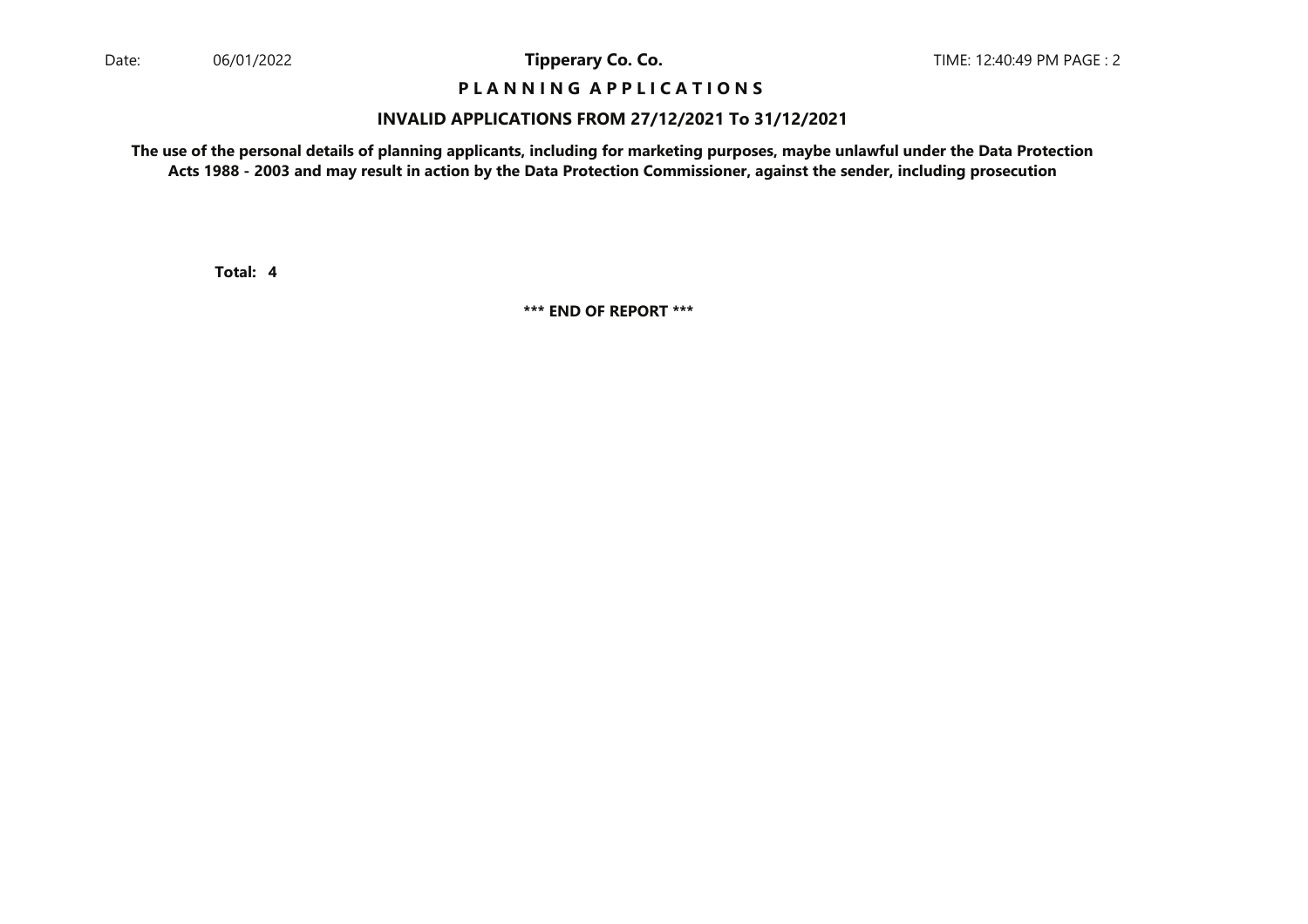**P L A N N I N G A P P L I C A T I O N S**

**INVALID APPLICATIONS FROM 27/12/2021 To 31/12/2021**

**The use of the personal details of planning applicants, including for marketing purposes, maybe unlawful under the Data Protection Acts 1988 - 2003 and may result in action by the Data Protection Commissioner, against the sender, including prosecution**

**Total: 4**

**\*\*\* END OF REPORT \*\*\***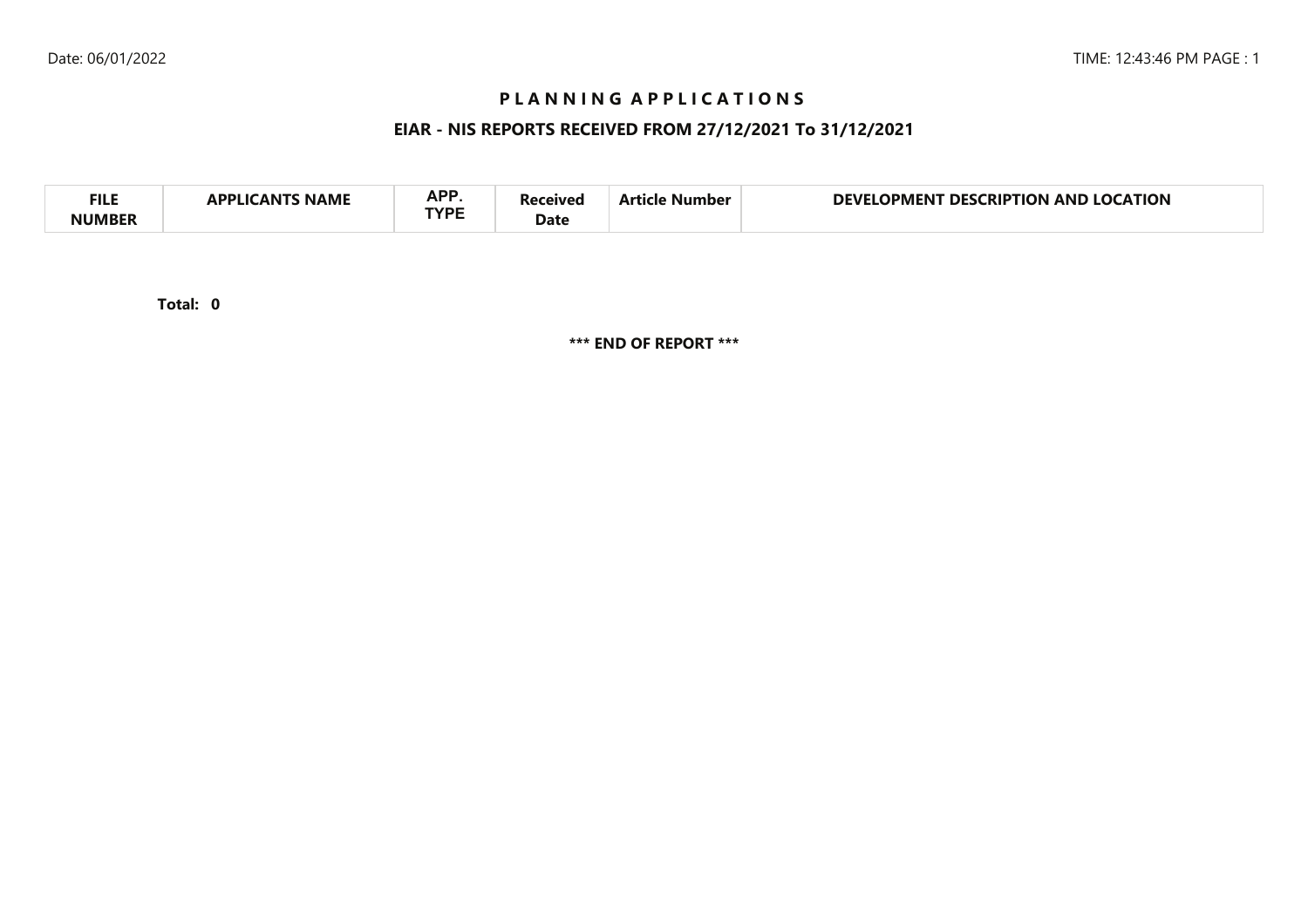# P L A N N I N G A P P L I C A T I O N S

## EIAR - NIS REPORTS RECEIVED FROM 27/12/2021 To 31/12/2021

| FILE NUMBER | APPLICANTS NAME | APP. TYPE | Received Date | Article Number | DEVELOPMENT DESCRIPTION AND LOCATION |
|---|---|---|---|---|---|

**Total: 0**

**\*\*\* END OF REPORT \*\*\***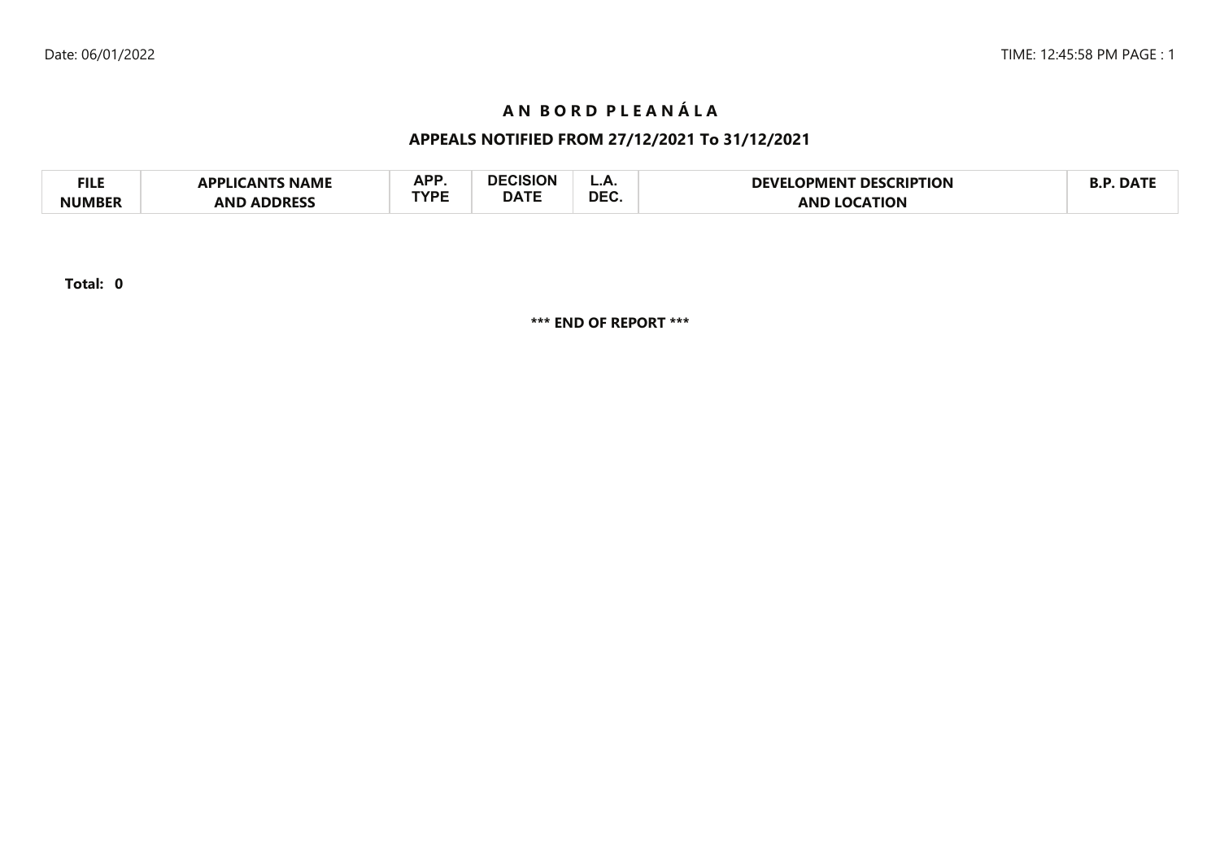# AN BORD PLEANÁLA

## APPEALS NOTIFIED FROM 27/12/2021 To 31/12/2021

| FILE NUMBER | APPLICANTS NAME AND ADDRESS | APP. TYPE | DECISION DATE | L.A. DEC. | DEVELOPMENT DESCRIPTION AND LOCATION | B.P. DATE |
|---|---|---|---|---|---|---|

**Total: 0**

**\*\*\* END OF REPORT \*\*\***